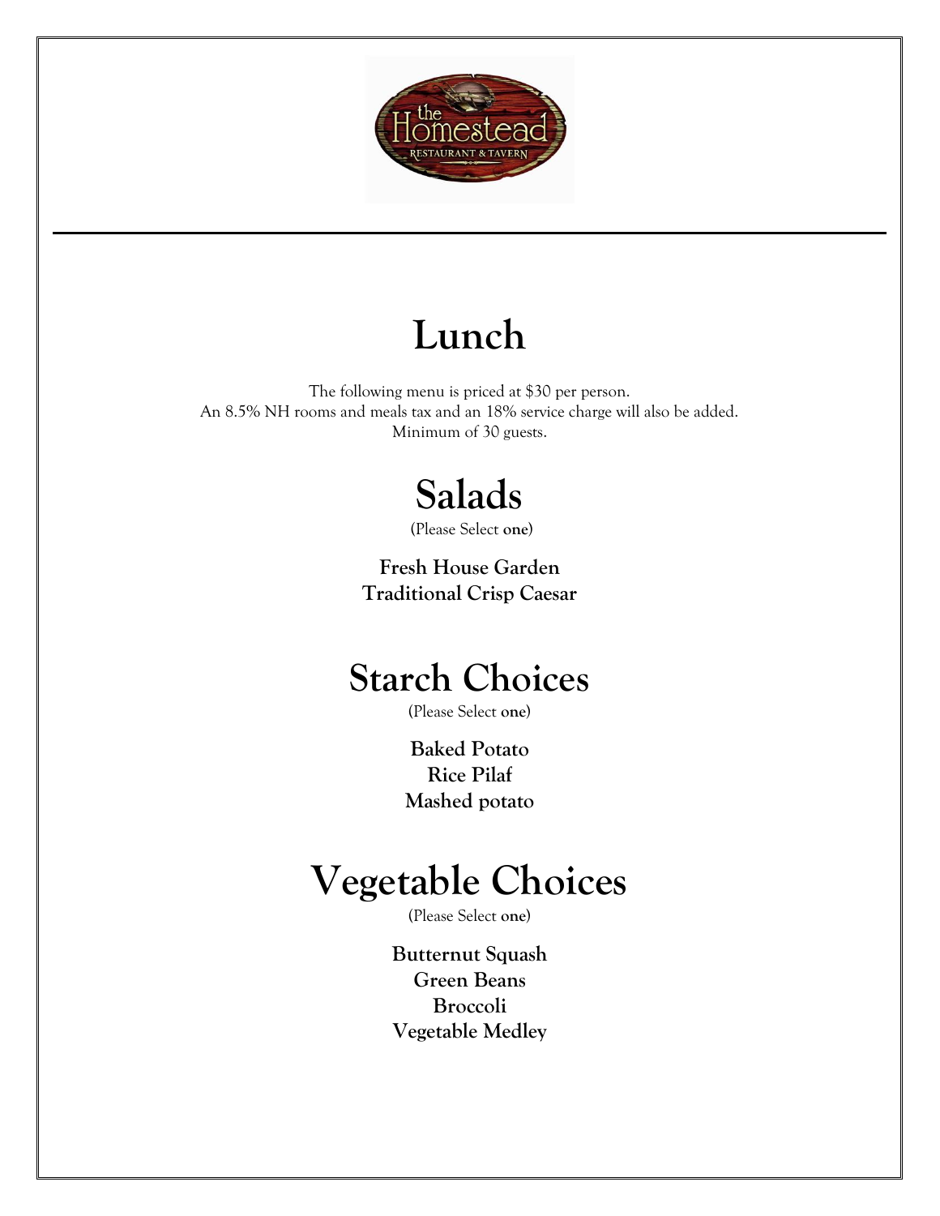# Lunch

The following menu is priced at $30 per person.
An 8.5% NH rooms and meals tax and an 18% service charge will also be added.
Minimum of 30 guests.

## Salads

(Please Select **one**)

**Fresh House Garden**
**Traditional Crisp Caesar**

## Starch Choices

(Please Select **one**)

**Baked Potato**
**Rice Pilaf**
**Mashed potato**

## Vegetable Choices

(Please Select **one**)

**Butternut Squash**
**Green Beans**
**Broccoli**
**Vegetable Medley**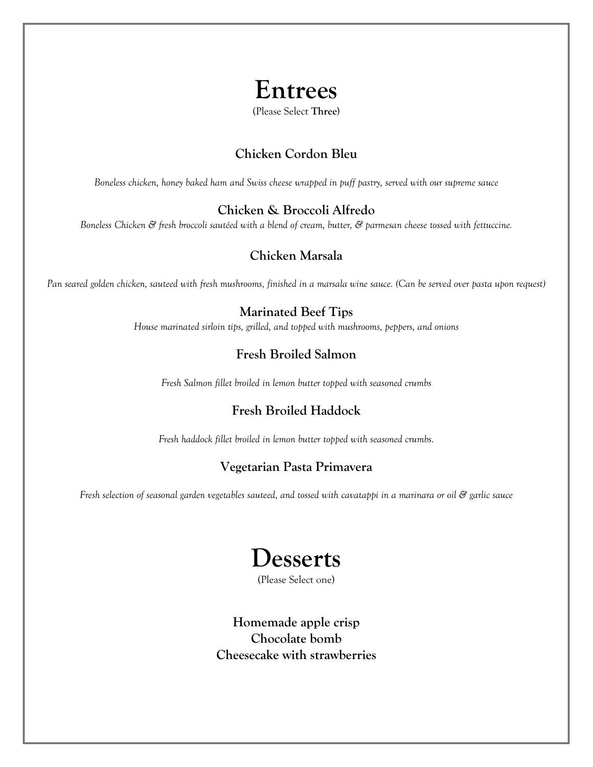# Entrees

(Please Select **Three**)

### Chicken Cordon Bleu

*Boneless chicken, honey baked ham and Swiss cheese wrapped in puff pastry, served with our supreme sauce*

### Chicken & Broccoli Alfredo

*Boneless Chicken & fresh broccoli sautéed with a blend of cream, butter, & parmesan cheese tossed with fettuccine.*

### Chicken Marsala

*Pan seared golden chicken, sauteed with fresh mushrooms, finished in a marsala wine sauce. (Can be served over pasta upon request)*

### Marinated Beef Tips

*House marinated sirloin tips, grilled, and topped with mushrooms, peppers, and onions*

### Fresh Broiled Salmon

*Fresh Salmon fillet broiled in lemon butter topped with seasoned crumbs*

### Fresh Broiled Haddock

*Fresh haddock fillet broiled in lemon butter topped with seasoned crumbs.*

### Vegetarian Pasta Primavera

*Fresh selection of seasonal garden vegetables sauteed, and tossed with cavatappi in a marinara or oil & garlic sauce*

# Desserts

(Please Select one)

**Homemade apple crisp**
**Chocolate bomb**
**Cheesecake with strawberries**